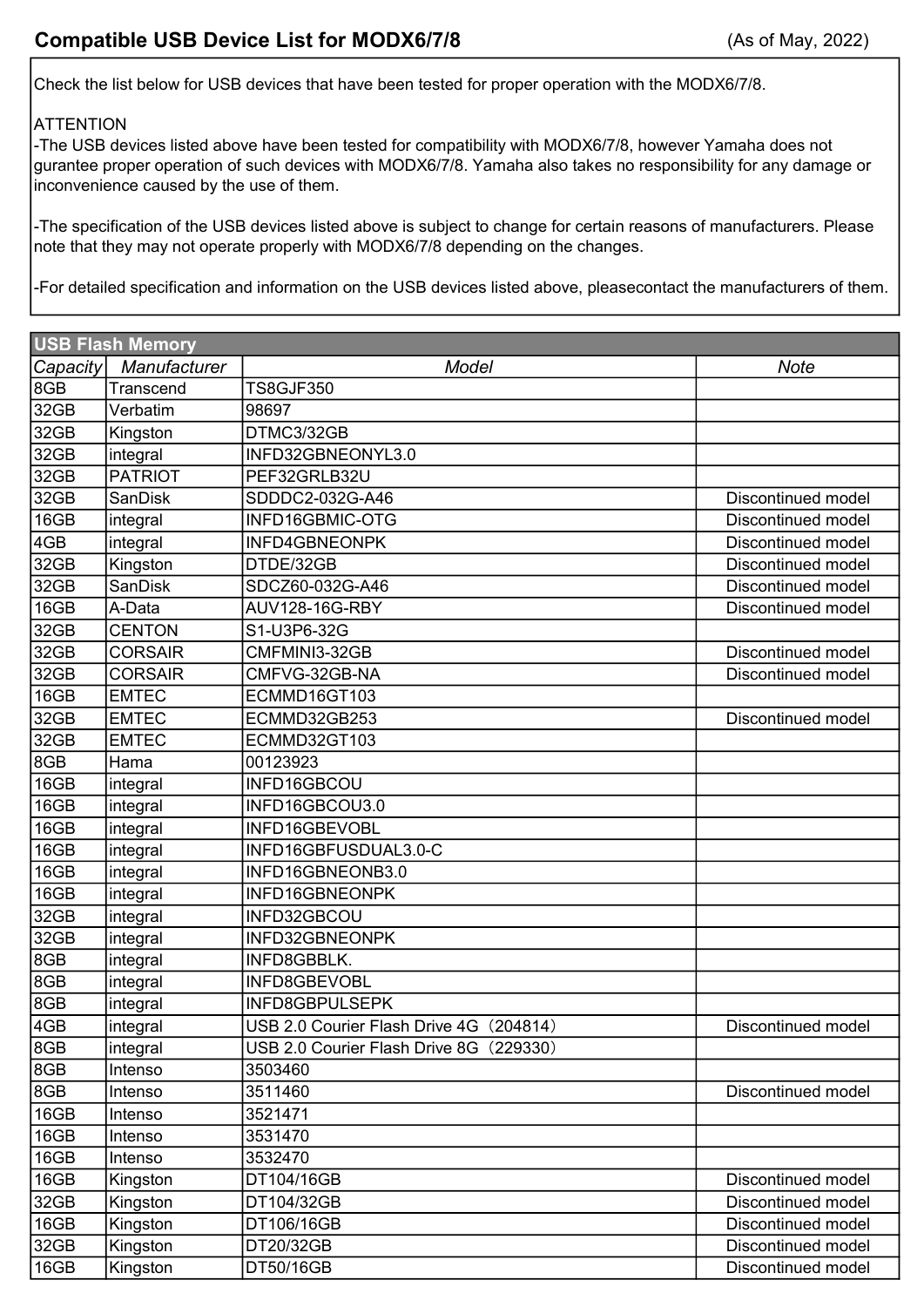## Compatible USB Device List for MODX6/7/8

(As of May, 2022)

Check the list below for USB devices that have been tested for proper operation with the MODX6/7/8.

ATTENTION

-The USB devices listed above have been tested for compatibility with MODX6/7/8, however Yamaha does not gurantee proper operation of such devices with MODX6/7/8. Yamaha also takes no responsibility for any damage or inconvenience caused by the use of them.

-The specification of the USB devices listed above is subject to change for certain reasons of manufacturers. Please note that they may not operate properly with MODX6/7/8 depending on the changes.

-For detailed specification and information on the USB devices listed above, pleasecontact the manufacturers of them.

**USB Flash Memory**

| *Capacity* | *Manufacturer* | *Model* | *Note* |
|---|---|---|---|
| 8GB | Transcend | TS8GJF350 | |
| 32GB | Verbatim | 98697 | |
| 32GB | Kingston | DTMC3/32GB | |
| 32GB | integral | INFD32GBNEONYL3.0 | |
| 32GB | PATRIOT | PEF32GRLB32U | |
| 32GB | SanDisk | SDDDC2-032G-A46 | Discontinued model |
| 16GB | integral | INFD16GBMIC-OTG | Discontinued model |
| 4GB | integral | INFD4GBNEONPK | Discontinued model |
| 32GB | Kingston | DTDE/32GB | Discontinued model |
| 32GB | SanDisk | SDCZ60-032G-A46 | Discontinued model |
| 16GB | A-Data | AUV128-16G-RBY | Discontinued model |
| 32GB | CENTON | S1-U3P6-32G | |
| 32GB | CORSAIR | CMFMINI3-32GB | Discontinued model |
| 32GB | CORSAIR | CMFVG-32GB-NA | Discontinued model |
| 16GB | EMTEC | ECMMD16GT103 | |
| 32GB | EMTEC | ECMMD32GB253 | Discontinued model |
| 32GB | EMTEC | ECMMD32GT103 | |
| 8GB | Hama | 00123923 | |
| 16GB | integral | INFD16GBCOU | |
| 16GB | integral | INFD16GBCOU3.0 | |
| 16GB | integral | INFD16GBEVOBL | |
| 16GB | integral | INFD16GBFUSDUAL3.0-C | |
| 16GB | integral | INFD16GBNEONB3.0 | |
| 16GB | integral | INFD16GBNEONPK | |
| 32GB | integral | INFD32GBCOU | |
| 32GB | integral | INFD32GBNEONPK | |
| 8GB | integral | INFD8GBBLK. | |
| 8GB | integral | INFD8GBEVOBL | |
| 8GB | integral | INFD8GBPULSEPK | |
| 4GB | integral | USB 2.0 Courier Flash Drive 4G（204814） | Discontinued model |
| 8GB | integral | USB 2.0 Courier Flash Drive 8G（229330） | |
| 8GB | Intenso | 3503460 | |
| 8GB | Intenso | 3511460 | Discontinued model |
| 16GB | Intenso | 3521471 | |
| 16GB | Intenso | 3531470 | |
| 16GB | Intenso | 3532470 | |
| 16GB | Kingston | DT104/16GB | Discontinued model |
| 32GB | Kingston | DT104/32GB | Discontinued model |
| 16GB | Kingston | DT106/16GB | Discontinued model |
| 32GB | Kingston | DT20/32GB | Discontinued model |
| 16GB | Kingston | DT50/16GB | Discontinued model |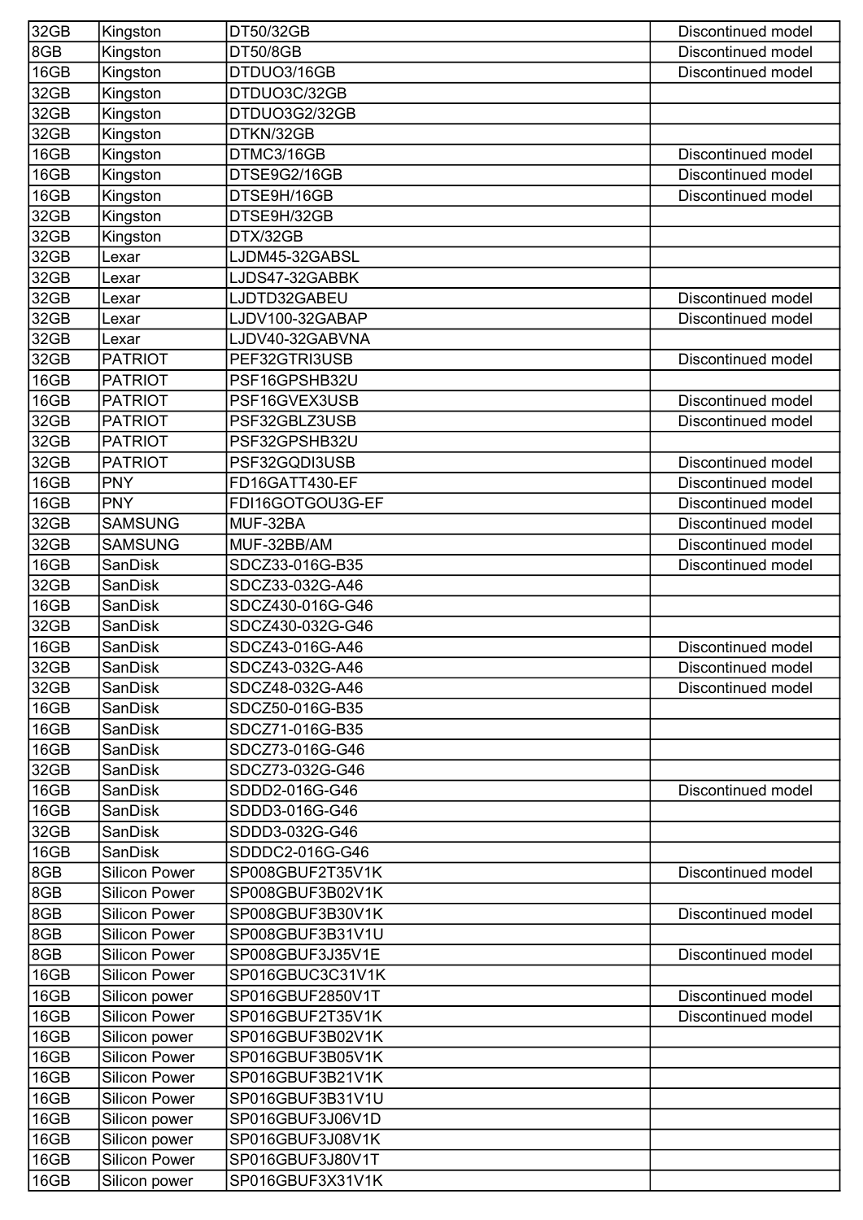| | | | |
|---|---|---|---|
| 32GB | Kingston | DT50/32GB | Discontinued model |
| 8GB | Kingston | DT50/8GB | Discontinued model |
| 16GB | Kingston | DTDUO3/16GB | Discontinued model |
| 32GB | Kingston | DTDUO3C/32GB | |
| 32GB | Kingston | DTDUO3G2/32GB | |
| 32GB | Kingston | DTKN/32GB | |
| 16GB | Kingston | DTMC3/16GB | Discontinued model |
| 16GB | Kingston | DTSE9G2/16GB | Discontinued model |
| 16GB | Kingston | DTSE9H/16GB | Discontinued model |
| 32GB | Kingston | DTSE9H/32GB | |
| 32GB | Kingston | DTX/32GB | |
| 32GB | Lexar | LJDM45-32GABSL | |
| 32GB | Lexar | LJDS47-32GABBK | |
| 32GB | Lexar | LJDTD32GABEU | Discontinued model |
| 32GB | Lexar | LJDV100-32GABAP | Discontinued model |
| 32GB | Lexar | LJDV40-32GABVNA | |
| 32GB | PATRIOT | PEF32GTRI3USB | Discontinued model |
| 16GB | PATRIOT | PSF16GPSHB32U | |
| 16GB | PATRIOT | PSF16GVEX3USB | Discontinued model |
| 32GB | PATRIOT | PSF32GBLZ3USB | Discontinued model |
| 32GB | PATRIOT | PSF32GPSHB32U | |
| 32GB | PATRIOT | PSF32GQDI3USB | Discontinued model |
| 16GB | PNY | FD16GATT430-EF | Discontinued model |
| 16GB | PNY | FDI16GOTGOU3G-EF | Discontinued model |
| 32GB | SAMSUNG | MUF-32BA | Discontinued model |
| 32GB | SAMSUNG | MUF-32BB/AM | Discontinued model |
| 16GB | SanDisk | SDCZ33-016G-B35 | Discontinued model |
| 32GB | SanDisk | SDCZ33-032G-A46 | |
| 16GB | SanDisk | SDCZ430-016G-G46 | |
| 32GB | SanDisk | SDCZ430-032G-G46 | |
| 16GB | SanDisk | SDCZ43-016G-A46 | Discontinued model |
| 32GB | SanDisk | SDCZ43-032G-A46 | Discontinued model |
| 32GB | SanDisk | SDCZ48-032G-A46 | Discontinued model |
| 16GB | SanDisk | SDCZ50-016G-B35 | |
| 16GB | SanDisk | SDCZ71-016G-B35 | |
| 16GB | SanDisk | SDCZ73-016G-G46 | |
| 32GB | SanDisk | SDCZ73-032G-G46 | |
| 16GB | SanDisk | SDDD2-016G-G46 | Discontinued model |
| 16GB | SanDisk | SDDD3-016G-G46 | |
| 32GB | SanDisk | SDDD3-032G-G46 | |
| 16GB | SanDisk | SDDDC2-016G-G46 | |
| 8GB | Silicon Power | SP008GBUF2T35V1K | Discontinued model |
| 8GB | Silicon Power | SP008GBUF3B02V1K | |
| 8GB | Silicon Power | SP008GBUF3B30V1K | Discontinued model |
| 8GB | Silicon Power | SP008GBUF3B31V1U | |
| 8GB | Silicon Power | SP008GBUF3J35V1E | Discontinued model |
| 16GB | Silicon Power | SP016GBUC3C31V1K | |
| 16GB | Silicon power | SP016GBUF2850V1T | Discontinued model |
| 16GB | Silicon Power | SP016GBUF2T35V1K | Discontinued model |
| 16GB | Silicon power | SP016GBUF3B02V1K | |
| 16GB | Silicon Power | SP016GBUF3B05V1K | |
| 16GB | Silicon Power | SP016GBUF3B21V1K | |
| 16GB | Silicon Power | SP016GBUF3B31V1U | |
| 16GB | Silicon power | SP016GBUF3J06V1D | |
| 16GB | Silicon power | SP016GBUF3J08V1K | |
| 16GB | Silicon Power | SP016GBUF3J80V1T | |
| 16GB | Silicon power | SP016GBUF3X31V1K | |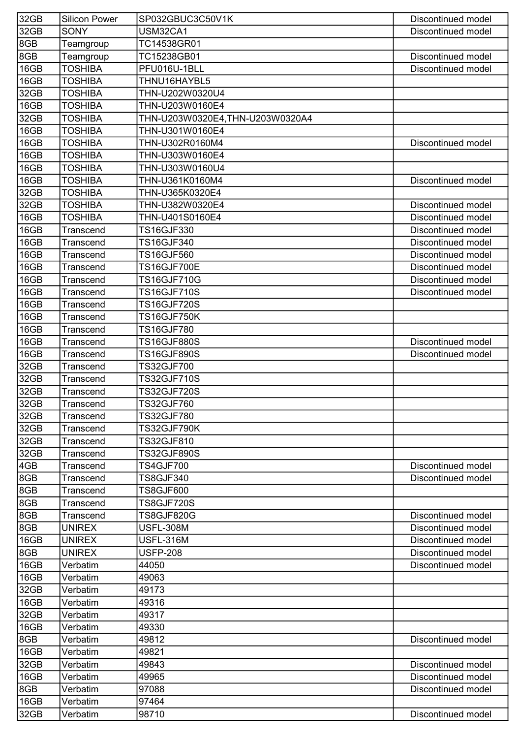| | | | |
|---|---|---|---|
| 32GB | Silicon Power | SP032GBUC3C50V1K | Discontinued model |
| 32GB | SONY | USM32CA1 | Discontinued model |
| 8GB | Teamgroup | TC14538GR01 | |
| 8GB | Teamgroup | TC15238GB01 | Discontinued model |
| 16GB | TOSHIBA | PFU016U-1BLL | Discontinued model |
| 16GB | TOSHIBA | THNU16HAYBL5 | |
| 32GB | TOSHIBA | THN-U202W0320U4 | |
| 16GB | TOSHIBA | THN-U203W0160E4 | |
| 32GB | TOSHIBA | THN-U203W0320E4,THN-U203W0320A4 | |
| 16GB | TOSHIBA | THN-U301W0160E4 | |
| 16GB | TOSHIBA | THN-U302R0160M4 | Discontinued model |
| 16GB | TOSHIBA | THN-U303W0160E4 | |
| 16GB | TOSHIBA | THN-U303W0160U4 | |
| 16GB | TOSHIBA | THN-U361K0160M4 | Discontinued model |
| 32GB | TOSHIBA | THN-U365K0320E4 | |
| 32GB | TOSHIBA | THN-U382W0320E4 | Discontinued model |
| 16GB | TOSHIBA | THN-U401S0160E4 | Discontinued model |
| 16GB | Transcend | TS16GJF330 | Discontinued model |
| 16GB | Transcend | TS16GJF340 | Discontinued model |
| 16GB | Transcend | TS16GJF560 | Discontinued model |
| 16GB | Transcend | TS16GJF700E | Discontinued model |
| 16GB | Transcend | TS16GJF710G | Discontinued model |
| 16GB | Transcend | TS16GJF710S | Discontinued model |
| 16GB | Transcend | TS16GJF720S | |
| 16GB | Transcend | TS16GJF750K | |
| 16GB | Transcend | TS16GJF780 | |
| 16GB | Transcend | TS16GJF880S | Discontinued model |
| 16GB | Transcend | TS16GJF890S | Discontinued model |
| 32GB | Transcend | TS32GJF700 | |
| 32GB | Transcend | TS32GJF710S | |
| 32GB | Transcend | TS32GJF720S | |
| 32GB | Transcend | TS32GJF760 | |
| 32GB | Transcend | TS32GJF780 | |
| 32GB | Transcend | TS32GJF790K | |
| 32GB | Transcend | TS32GJF810 | |
| 32GB | Transcend | TS32GJF890S | |
| 4GB | Transcend | TS4GJF700 | Discontinued model |
| 8GB | Transcend | TS8GJF340 | Discontinued model |
| 8GB | Transcend | TS8GJF600 | |
| 8GB | Transcend | TS8GJF720S | |
| 8GB | Transcend | TS8GJF820G | Discontinued model |
| 8GB | UNIREX | USFL-308M | Discontinued model |
| 16GB | UNIREX | USFL-316M | Discontinued model |
| 8GB | UNIREX | USFP-208 | Discontinued model |
| 16GB | Verbatim | 44050 | Discontinued model |
| 16GB | Verbatim | 49063 | |
| 32GB | Verbatim | 49173 | |
| 16GB | Verbatim | 49316 | |
| 32GB | Verbatim | 49317 | |
| 16GB | Verbatim | 49330 | |
| 8GB | Verbatim | 49812 | Discontinued model |
| 16GB | Verbatim | 49821 | |
| 32GB | Verbatim | 49843 | Discontinued model |
| 16GB | Verbatim | 49965 | Discontinued model |
| 8GB | Verbatim | 97088 | Discontinued model |
| 16GB | Verbatim | 97464 | |
| 32GB | Verbatim | 98710 | Discontinued model |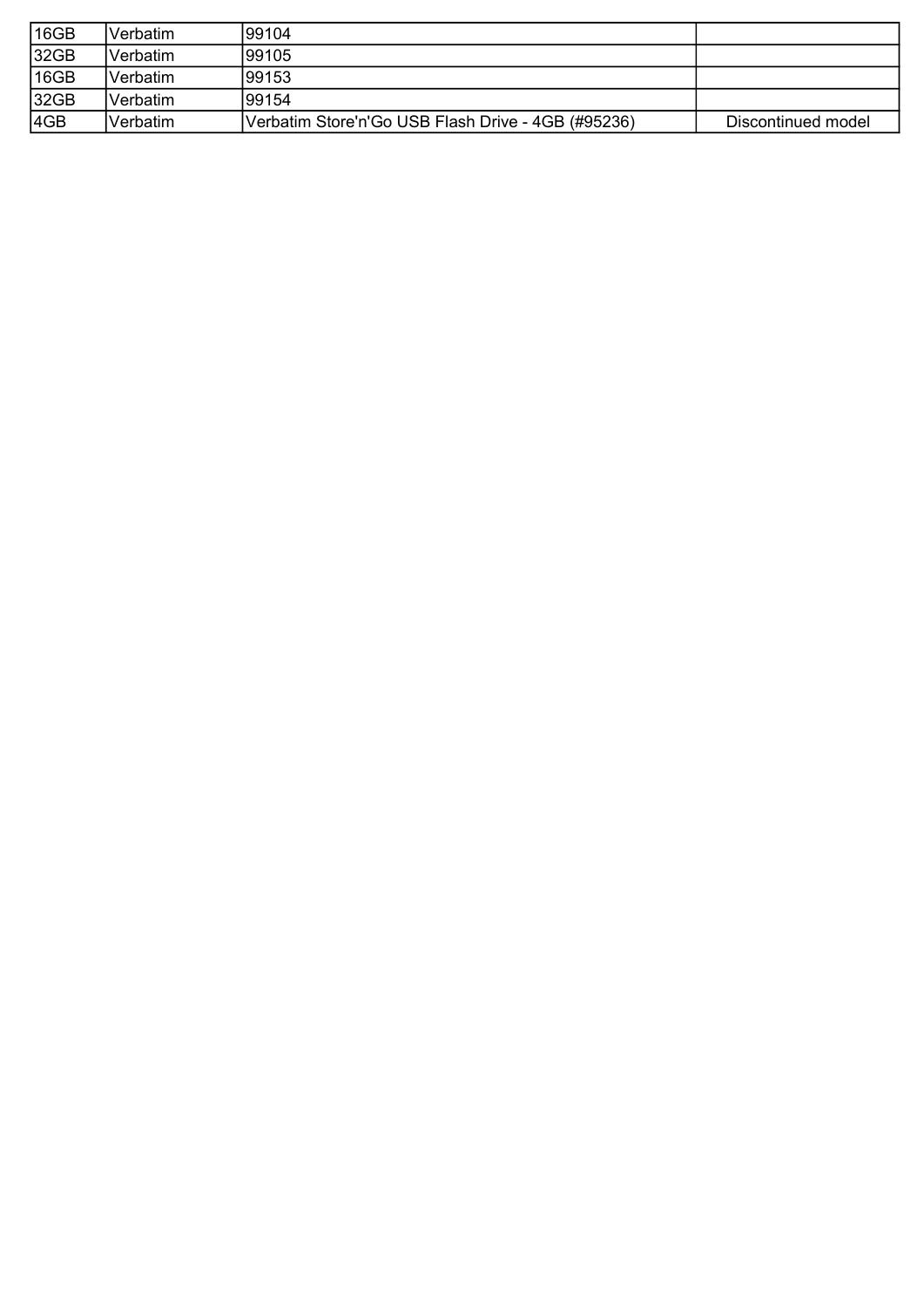| | | | |
|---|---|---|---|
| 16GB | Verbatim | 99104 | |
| 32GB | Verbatim | 99105 | |
| 16GB | Verbatim | 99153 | |
| 32GB | Verbatim | 99154 | |
| 4GB | Verbatim | Verbatim Store'n'Go USB Flash Drive - 4GB (#95236) | Discontinued model |